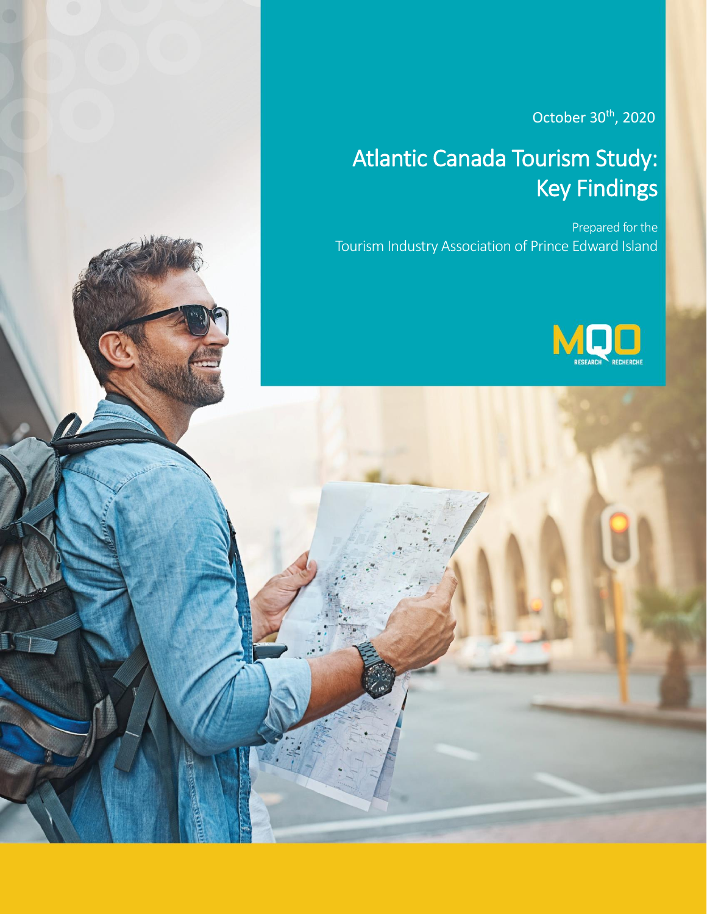October 30th, 2020

# Atlantic Canada Tourism Study: Key Findings

Prepared for the
Tourism Industry Association of Prince Edward Island

MQO RESEARCH RECHERCHE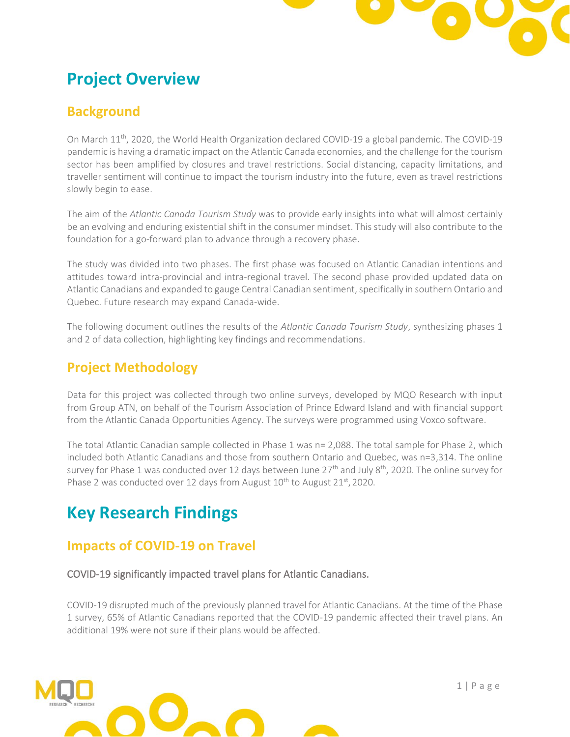# Project Overview

## Background

On March 11th, 2020, the World Health Organization declared COVID-19 a global pandemic. The COVID-19 pandemic is having a dramatic impact on the Atlantic Canada economies, and the challenge for the tourism sector has been amplified by closures and travel restrictions. Social distancing, capacity limitations, and traveller sentiment will continue to impact the tourism industry into the future, even as travel restrictions slowly begin to ease.

The aim of the *Atlantic Canada Tourism Study* was to provide early insights into what will almost certainly be an evolving and enduring existential shift in the consumer mindset. This study will also contribute to the foundation for a go-forward plan to advance through a recovery phase.

The study was divided into two phases. The first phase was focused on Atlantic Canadian intentions and attitudes toward intra-provincial and intra-regional travel. The second phase provided updated data on Atlantic Canadians and expanded to gauge Central Canadian sentiment, specifically in southern Ontario and Quebec. Future research may expand Canada-wide.

The following document outlines the results of the *Atlantic Canada Tourism Study*, synthesizing phases 1 and 2 of data collection, highlighting key findings and recommendations.

## Project Methodology

Data for this project was collected through two online surveys, developed by MQO Research with input from Group ATN, on behalf of the Tourism Association of Prince Edward Island and with financial support from the Atlantic Canada Opportunities Agency. The surveys were programmed using Voxco software.

The total Atlantic Canadian sample collected in Phase 1 was n= 2,088. The total sample for Phase 2, which included both Atlantic Canadians and those from southern Ontario and Quebec, was n=3,314. The online survey for Phase 1 was conducted over 12 days between June 27th and July 8th, 2020. The online survey for Phase 2 was conducted over 12 days from August 10th to August 21st, 2020.

# Key Research Findings

## Impacts of COVID-19 on Travel

### COVID-19 significantly impacted travel plans for Atlantic Canadians.

COVID-19 disrupted much of the previously planned travel for Atlantic Canadians. At the time of the Phase 1 survey, 65% of Atlantic Canadians reported that the COVID-19 pandemic affected their travel plans. An additional 19% were not sure if their plans would be affected.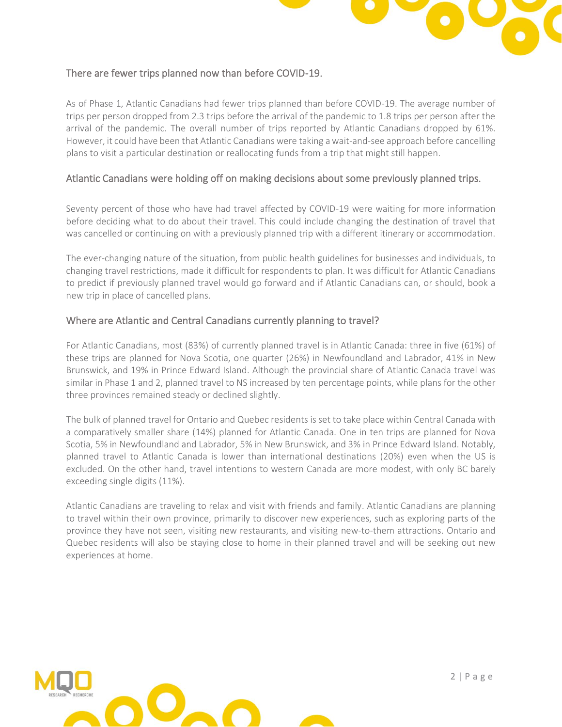## There are fewer trips planned now than before COVID-19.

As of Phase 1, Atlantic Canadians had fewer trips planned than before COVID-19. The average number of trips per person dropped from 2.3 trips before the arrival of the pandemic to 1.8 trips per person after the arrival of the pandemic. The overall number of trips reported by Atlantic Canadians dropped by 61%. However, it could have been that Atlantic Canadians were taking a wait-and-see approach before cancelling plans to visit a particular destination or reallocating funds from a trip that might still happen.

## Atlantic Canadians were holding off on making decisions about some previously planned trips.

Seventy percent of those who have had travel affected by COVID-19 were waiting for more information before deciding what to do about their travel. This could include changing the destination of travel that was cancelled or continuing on with a previously planned trip with a different itinerary or accommodation.

The ever-changing nature of the situation, from public health guidelines for businesses and individuals, to changing travel restrictions, made it difficult for respondents to plan. It was difficult for Atlantic Canadians to predict if previously planned travel would go forward and if Atlantic Canadians can, or should, book a new trip in place of cancelled plans.

## Where are Atlantic and Central Canadians currently planning to travel?

For Atlantic Canadians, most (83%) of currently planned travel is in Atlantic Canada: three in five (61%) of these trips are planned for Nova Scotia, one quarter (26%) in Newfoundland and Labrador, 41% in New Brunswick, and 19% in Prince Edward Island. Although the provincial share of Atlantic Canada travel was similar in Phase 1 and 2, planned travel to NS increased by ten percentage points, while plans for the other three provinces remained steady or declined slightly.

The bulk of planned travel for Ontario and Quebec residents is set to take place within Central Canada with a comparatively smaller share (14%) planned for Atlantic Canada. One in ten trips are planned for Nova Scotia, 5% in Newfoundland and Labrador, 5% in New Brunswick, and 3% in Prince Edward Island. Notably, planned travel to Atlantic Canada is lower than international destinations (20%) even when the US is excluded. On the other hand, travel intentions to western Canada are more modest, with only BC barely exceeding single digits (11%).

Atlantic Canadians are traveling to relax and visit with friends and family. Atlantic Canadians are planning to travel within their own province, primarily to discover new experiences, such as exploring parts of the province they have not seen, visiting new restaurants, and visiting new-to-them attractions. Ontario and Quebec residents will also be staying close to home in their planned travel and will be seeking out new experiences at home.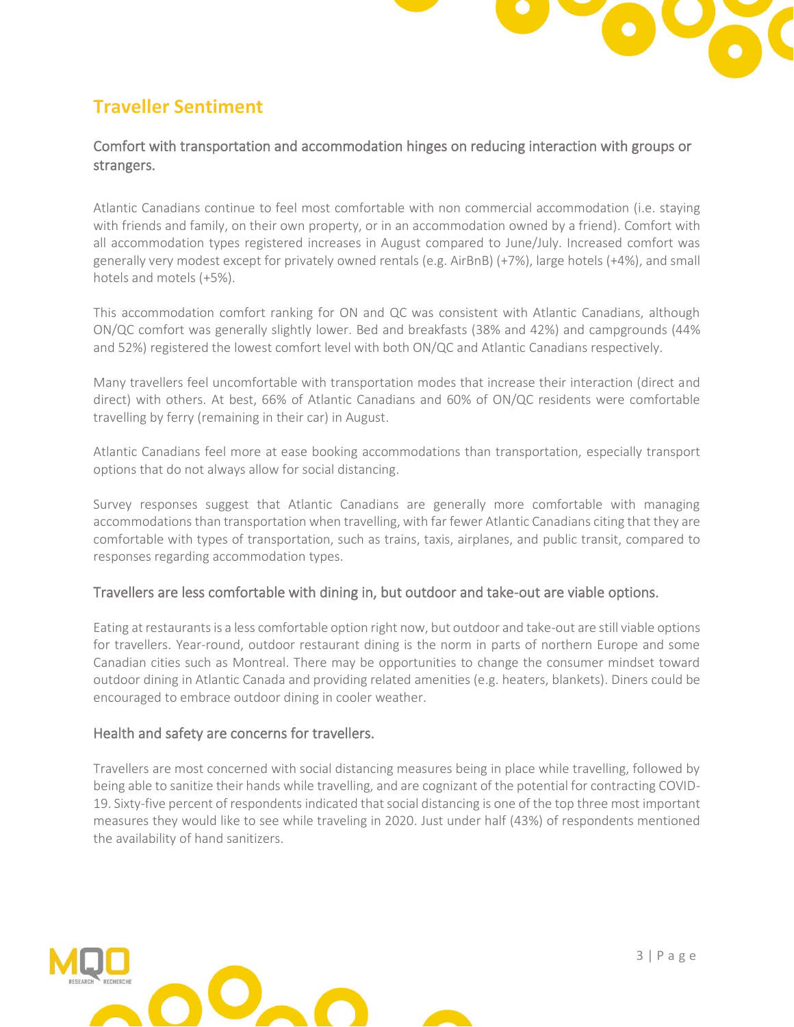## Traveller Sentiment

### Comfort with transportation and accommodation hinges on reducing interaction with groups or strangers.

Atlantic Canadians continue to feel most comfortable with non commercial accommodation (i.e. staying with friends and family, on their own property, or in an accommodation owned by a friend). Comfort with all accommodation types registered increases in August compared to June/July. Increased comfort was generally very modest except for privately owned rentals (e.g. AirBnB) (+7%), large hotels (+4%), and small hotels and motels (+5%).

This accommodation comfort ranking for ON and QC was consistent with Atlantic Canadians, although ON/QC comfort was generally slightly lower. Bed and breakfasts (38% and 42%) and campgrounds (44% and 52%) registered the lowest comfort level with both ON/QC and Atlantic Canadians respectively.

Many travellers feel uncomfortable with transportation modes that increase their interaction (direct and direct) with others. At best, 66% of Atlantic Canadians and 60% of ON/QC residents were comfortable travelling by ferry (remaining in their car) in August.

Atlantic Canadians feel more at ease booking accommodations than transportation, especially transport options that do not always allow for social distancing.

Survey responses suggest that Atlantic Canadians are generally more comfortable with managing accommodations than transportation when travelling, with far fewer Atlantic Canadians citing that they are comfortable with types of transportation, such as trains, taxis, airplanes, and public transit, compared to responses regarding accommodation types.

### Travellers are less comfortable with dining in, but outdoor and take-out are viable options.

Eating at restaurants is a less comfortable option right now, but outdoor and take-out are still viable options for travellers. Year-round, outdoor restaurant dining is the norm in parts of northern Europe and some Canadian cities such as Montreal. There may be opportunities to change the consumer mindset toward outdoor dining in Atlantic Canada and providing related amenities (e.g. heaters, blankets). Diners could be encouraged to embrace outdoor dining in cooler weather.

### Health and safety are concerns for travellers.

Travellers are most concerned with social distancing measures being in place while travelling, followed by being able to sanitize their hands while travelling, and are cognizant of the potential for contracting COVID-19. Sixty-five percent of respondents indicated that social distancing is one of the top three most important measures they would like to see while traveling in 2020. Just under half (43%) of respondents mentioned the availability of hand sanitizers.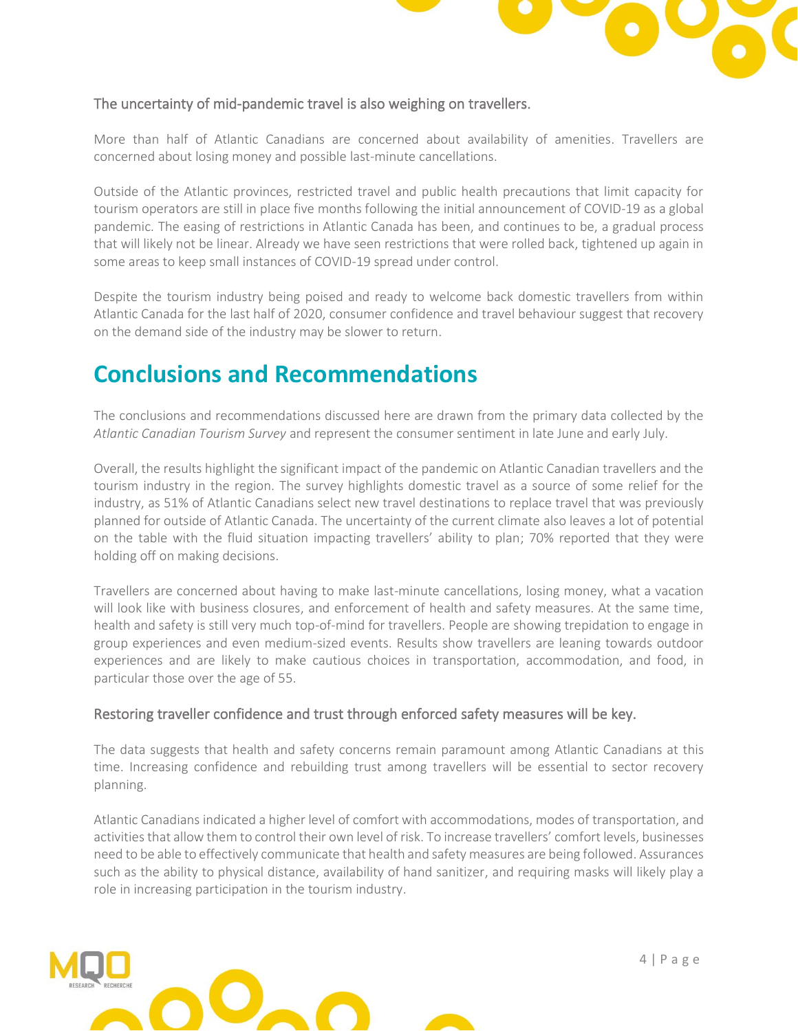### The uncertainty of mid-pandemic travel is also weighing on travellers.

More than half of Atlantic Canadians are concerned about availability of amenities. Travellers are concerned about losing money and possible last-minute cancellations.

Outside of the Atlantic provinces, restricted travel and public health precautions that limit capacity for tourism operators are still in place five months following the initial announcement of COVID-19 as a global pandemic. The easing of restrictions in Atlantic Canada has been, and continues to be, a gradual process that will likely not be linear. Already we have seen restrictions that were rolled back, tightened up again in some areas to keep small instances of COVID-19 spread under control.

Despite the tourism industry being poised and ready to welcome back domestic travellers from within Atlantic Canada for the last half of 2020, consumer confidence and travel behaviour suggest that recovery on the demand side of the industry may be slower to return.

## Conclusions and Recommendations

The conclusions and recommendations discussed here are drawn from the primary data collected by the *Atlantic Canadian Tourism Survey* and represent the consumer sentiment in late June and early July.

Overall, the results highlight the significant impact of the pandemic on Atlantic Canadian travellers and the tourism industry in the region. The survey highlights domestic travel as a source of some relief for the industry, as 51% of Atlantic Canadians select new travel destinations to replace travel that was previously planned for outside of Atlantic Canada. The uncertainty of the current climate also leaves a lot of potential on the table with the fluid situation impacting travellers' ability to plan; 70% reported that they were holding off on making decisions.

Travellers are concerned about having to make last-minute cancellations, losing money, what a vacation will look like with business closures, and enforcement of health and safety measures. At the same time, health and safety is still very much top-of-mind for travellers. People are showing trepidation to engage in group experiences and even medium-sized events. Results show travellers are leaning towards outdoor experiences and are likely to make cautious choices in transportation, accommodation, and food, in particular those over the age of 55.

### Restoring traveller confidence and trust through enforced safety measures will be key.

The data suggests that health and safety concerns remain paramount among Atlantic Canadians at this time. Increasing confidence and rebuilding trust among travellers will be essential to sector recovery planning.

Atlantic Canadians indicated a higher level of comfort with accommodations, modes of transportation, and activities that allow them to control their own level of risk. To increase travellers' comfort levels, businesses need to be able to effectively communicate that health and safety measures are being followed. Assurances such as the ability to physical distance, availability of hand sanitizer, and requiring masks will likely play a role in increasing participation in the tourism industry.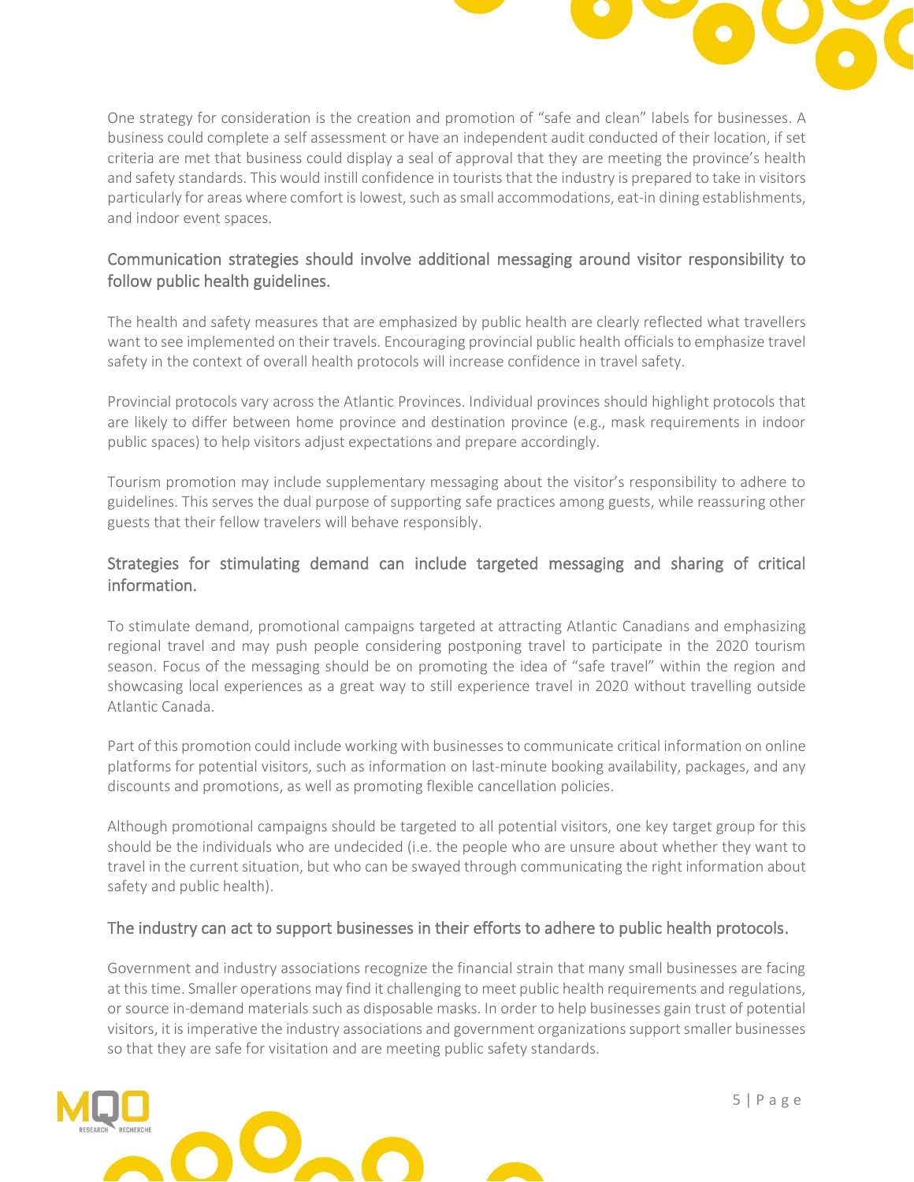One strategy for consideration is the creation and promotion of "safe and clean" labels for businesses. A business could complete a self assessment or have an independent audit conducted of their location, if set criteria are met that business could display a seal of approval that they are meeting the province's health and safety standards. This would instill confidence in tourists that the industry is prepared to take in visitors particularly for areas where comfort is lowest, such as small accommodations, eat-in dining establishments, and indoor event spaces.

### Communication strategies should involve additional messaging around visitor responsibility to follow public health guidelines.

The health and safety measures that are emphasized by public health are clearly reflected what travellers want to see implemented on their travels. Encouraging provincial public health officials to emphasize travel safety in the context of overall health protocols will increase confidence in travel safety.

Provincial protocols vary across the Atlantic Provinces. Individual provinces should highlight protocols that are likely to differ between home province and destination province (e.g., mask requirements in indoor public spaces) to help visitors adjust expectations and prepare accordingly.

Tourism promotion may include supplementary messaging about the visitor's responsibility to adhere to guidelines. This serves the dual purpose of supporting safe practices among guests, while reassuring other guests that their fellow travelers will behave responsibly.

### Strategies for stimulating demand can include targeted messaging and sharing of critical information.

To stimulate demand, promotional campaigns targeted at attracting Atlantic Canadians and emphasizing regional travel and may push people considering postponing travel to participate in the 2020 tourism season. Focus of the messaging should be on promoting the idea of "safe travel" within the region and showcasing local experiences as a great way to still experience travel in 2020 without travelling outside Atlantic Canada.

Part of this promotion could include working with businesses to communicate critical information on online platforms for potential visitors, such as information on last-minute booking availability, packages, and any discounts and promotions, as well as promoting flexible cancellation policies.

Although promotional campaigns should be targeted to all potential visitors, one key target group for this should be the individuals who are undecided (i.e. the people who are unsure about whether they want to travel in the current situation, but who can be swayed through communicating the right information about safety and public health).

### The industry can act to support businesses in their efforts to adhere to public health protocols.

Government and industry associations recognize the financial strain that many small businesses are facing at this time. Smaller operations may find it challenging to meet public health requirements and regulations, or source in-demand materials such as disposable masks. In order to help businesses gain trust of potential visitors, it is imperative the industry associations and government organizations support smaller businesses so that they are safe for visitation and are meeting public safety standards.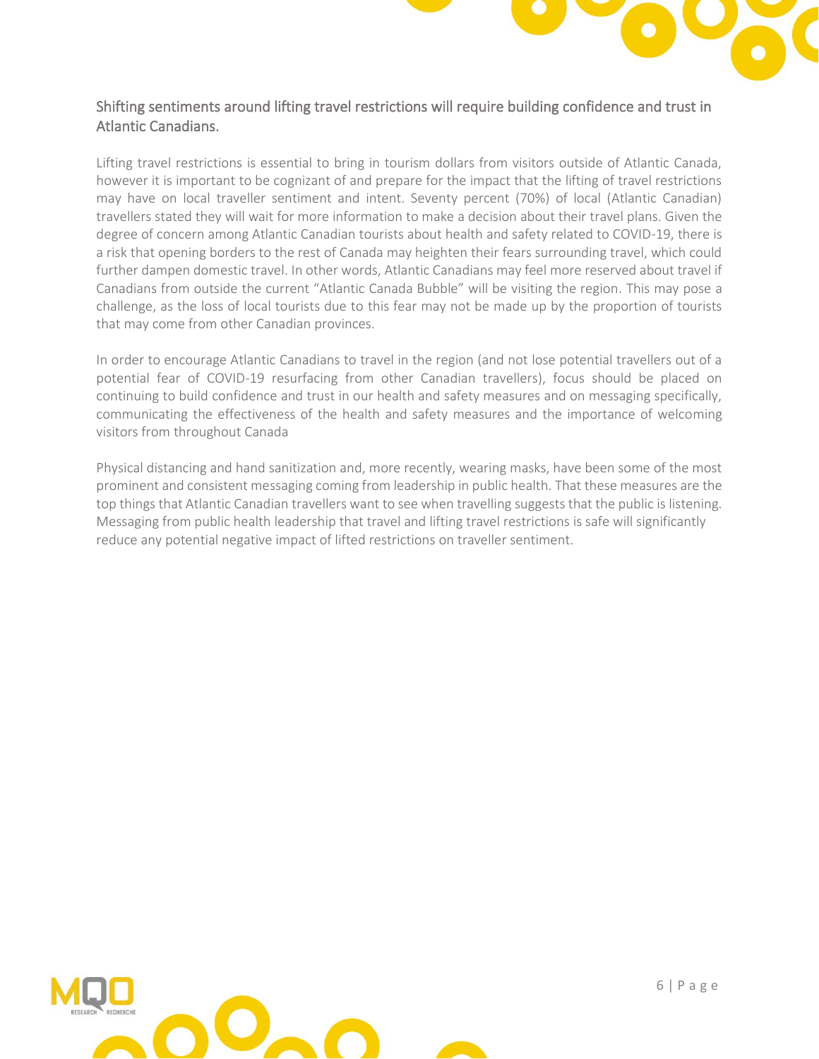## Shifting sentiments around lifting travel restrictions will require building confidence and trust in Atlantic Canadians.

Lifting travel restrictions is essential to bring in tourism dollars from visitors outside of Atlantic Canada, however it is important to be cognizant of and prepare for the impact that the lifting of travel restrictions may have on local traveller sentiment and intent. Seventy percent (70%) of local (Atlantic Canadian) travellers stated they will wait for more information to make a decision about their travel plans. Given the degree of concern among Atlantic Canadian tourists about health and safety related to COVID-19, there is a risk that opening borders to the rest of Canada may heighten their fears surrounding travel, which could further dampen domestic travel. In other words, Atlantic Canadians may feel more reserved about travel if Canadians from outside the current "Atlantic Canada Bubble" will be visiting the region. This may pose a challenge, as the loss of local tourists due to this fear may not be made up by the proportion of tourists that may come from other Canadian provinces.

In order to encourage Atlantic Canadians to travel in the region (and not lose potential travellers out of a potential fear of COVID-19 resurfacing from other Canadian travellers), focus should be placed on continuing to build confidence and trust in our health and safety measures and on messaging specifically, communicating the effectiveness of the health and safety measures and the importance of welcoming visitors from throughout Canada

Physical distancing and hand sanitization and, more recently, wearing masks, have been some of the most prominent and consistent messaging coming from leadership in public health. That these measures are the top things that Atlantic Canadian travellers want to see when travelling suggests that the public is listening. Messaging from public health leadership that travel and lifting travel restrictions is safe will significantly reduce any potential negative impact of lifted restrictions on traveller sentiment.